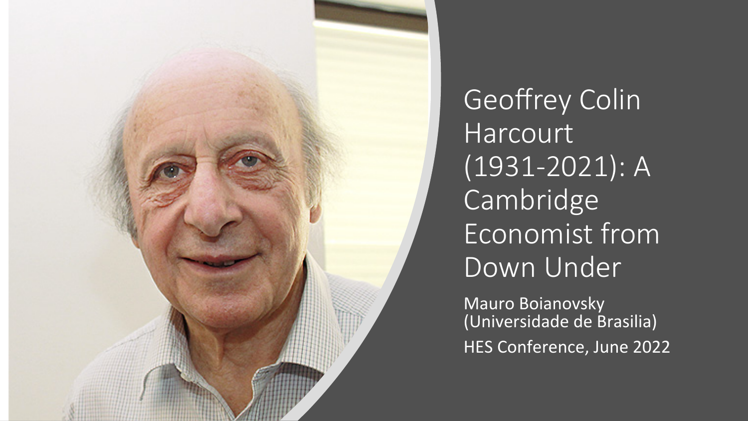# Geoffrey Colin Harcourt (1931-2021): A Cambridge Economist from Down Under

Mauro Boianovsky (Universidade de Brasilia)

HES Conference, June 2022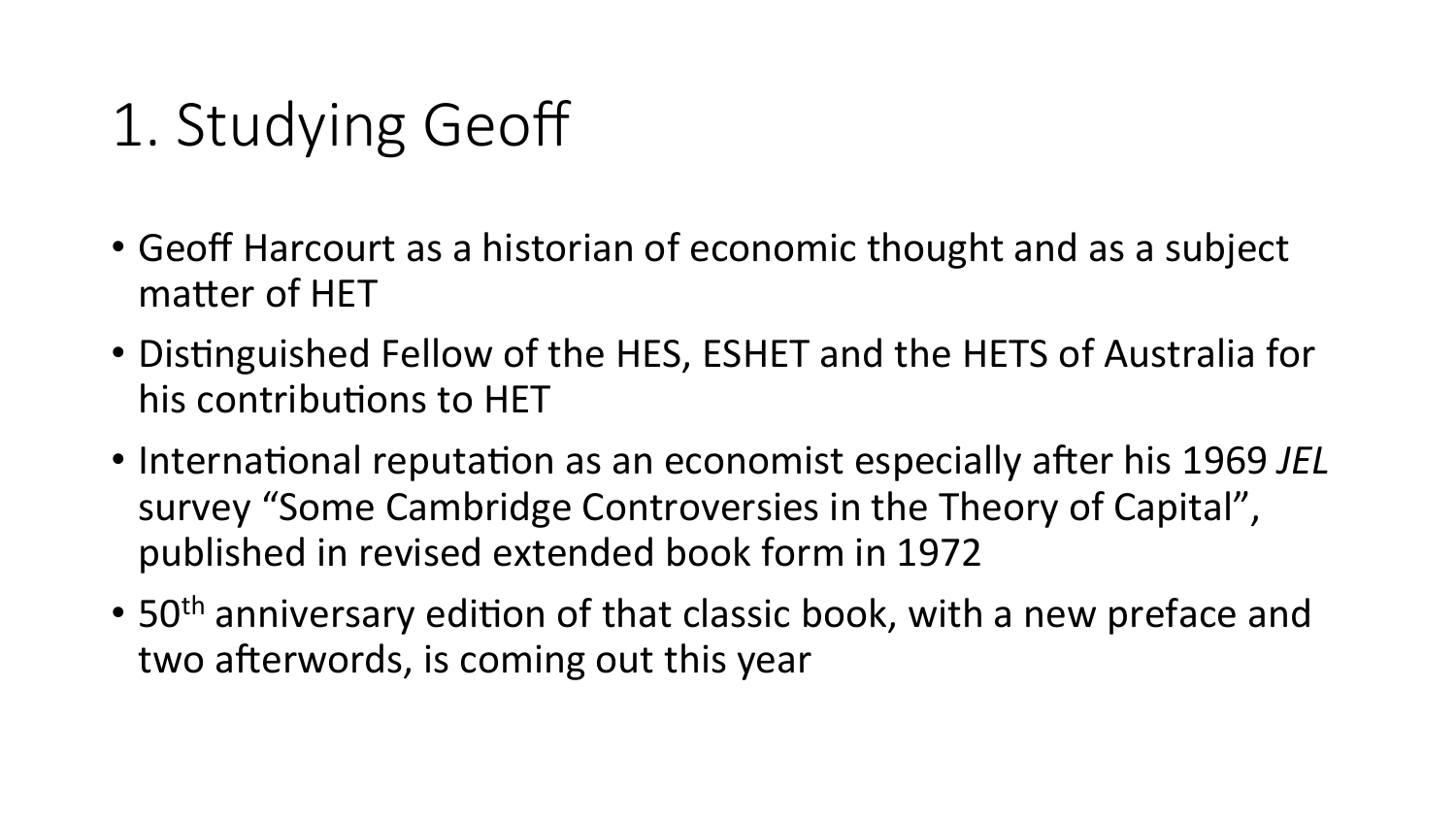# 1. Studying Geoff

- Geoff Harcourt as a historian of economic thought and as a subject matter of HET
- Distinguished Fellow of the HES, ESHET and the HETS of Australia for his contributions to HET
- International reputation as an economist especially after his 1969 *JEL* survey "Some Cambridge Controversies in the Theory of Capital", published in revised extended book form in 1972
- 50th anniversary edition of that classic book, with a new preface and two afterwords, is coming out this year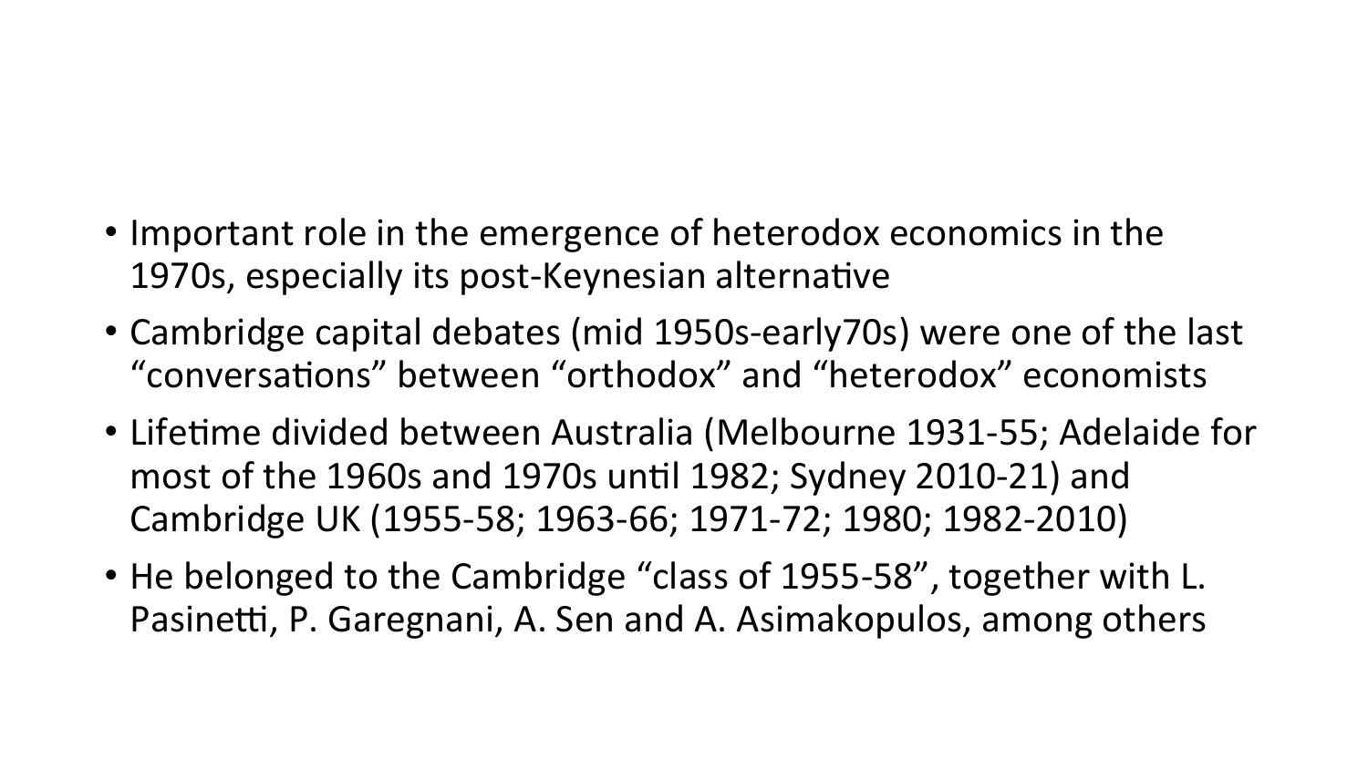- Important role in the emergence of heterodox economics in the 1970s, especially its post-Keynesian alternative
- Cambridge capital debates (mid 1950s-early70s) were one of the last "conversations" between "orthodox" and "heterodox" economists
- Lifetime divided between Australia (Melbourne 1931-55; Adelaide for most of the 1960s and 1970s until 1982; Sydney 2010-21) and Cambridge UK (1955-58; 1963-66; 1971-72; 1980; 1982-2010)
- He belonged to the Cambridge "class of 1955-58", together with L. Pasinetti, P. Garegnani, A. Sen and A. Asimakopulos, among others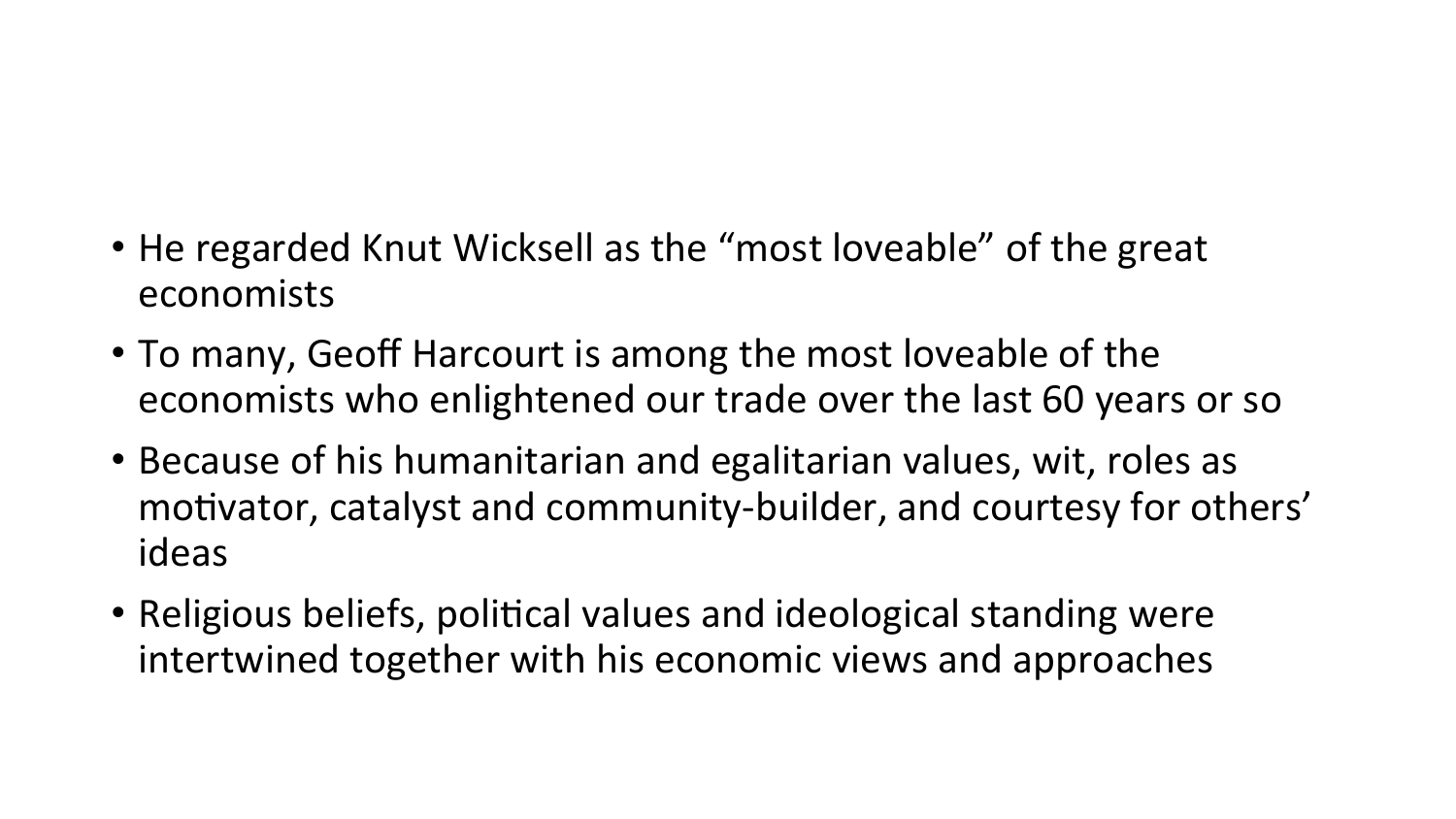- He regarded Knut Wicksell as the "most loveable" of the great economists
- To many, Geoff Harcourt is among the most loveable of the economists who enlightened our trade over the last 60 years or so
- Because of his humanitarian and egalitarian values, wit, roles as motivator, catalyst and community-builder, and courtesy for others' ideas
- Religious beliefs, political values and ideological standing were intertwined together with his economic views and approaches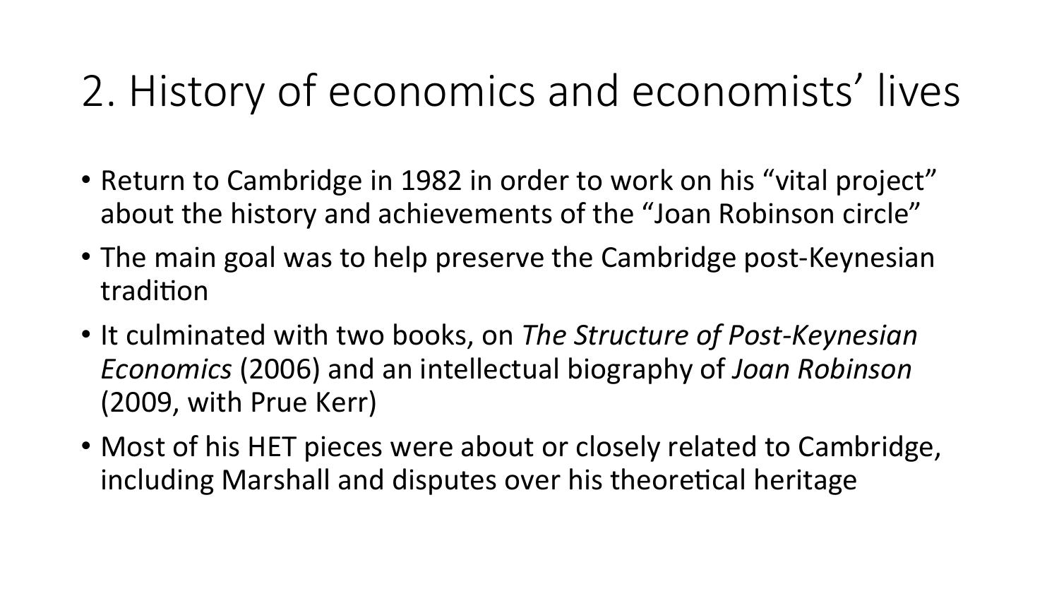# 2. History of economics and economists' lives

- Return to Cambridge in 1982 in order to work on his "vital project" about the history and achievements of the "Joan Robinson circle"
- The main goal was to help preserve the Cambridge post-Keynesian tradition
- It culminated with two books, on *The Structure of Post-Keynesian Economics* (2006) and an intellectual biography of *Joan Robinson* (2009, with Prue Kerr)
- Most of his HET pieces were about or closely related to Cambridge, including Marshall and disputes over his theoretical heritage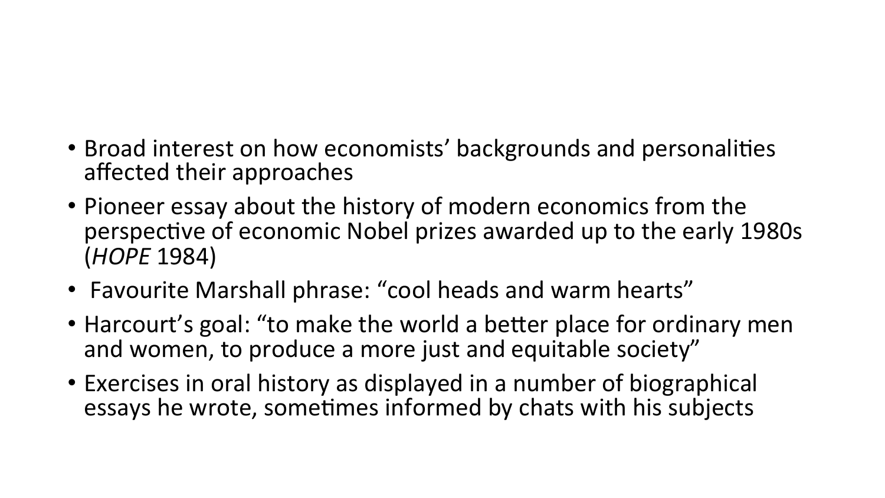- Broad interest on how economists' backgrounds and personalities affected their approaches
- Pioneer essay about the history of modern economics from the perspective of economic Nobel prizes awarded up to the early 1980s (*HOPE* 1984)
- Favourite Marshall phrase: "cool heads and warm hearts"
- Harcourt's goal: "to make the world a better place for ordinary men and women, to produce a more just and equitable society"
- Exercises in oral history as displayed in a number of biographical essays he wrote, sometimes informed by chats with his subjects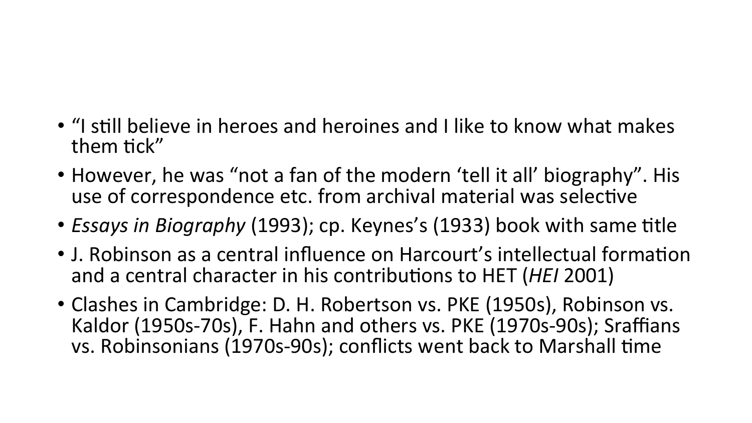- "I still believe in heroes and heroines and I like to know what makes them tick"
- However, he was "not a fan of the modern 'tell it all' biography". His use of correspondence etc. from archival material was selective
- *Essays in Biography* (1993); cp. Keynes's (1933) book with same title
- J. Robinson as a central influence on Harcourt's intellectual formation and a central character in his contributions to HET (*HEI* 2001)
- Clashes in Cambridge: D. H. Robertson vs. PKE (1950s), Robinson vs. Kaldor (1950s-70s), F. Hahn and others vs. PKE (1970s-90s); Sraffians vs. Robinsonians (1970s-90s); conflicts went back to Marshall time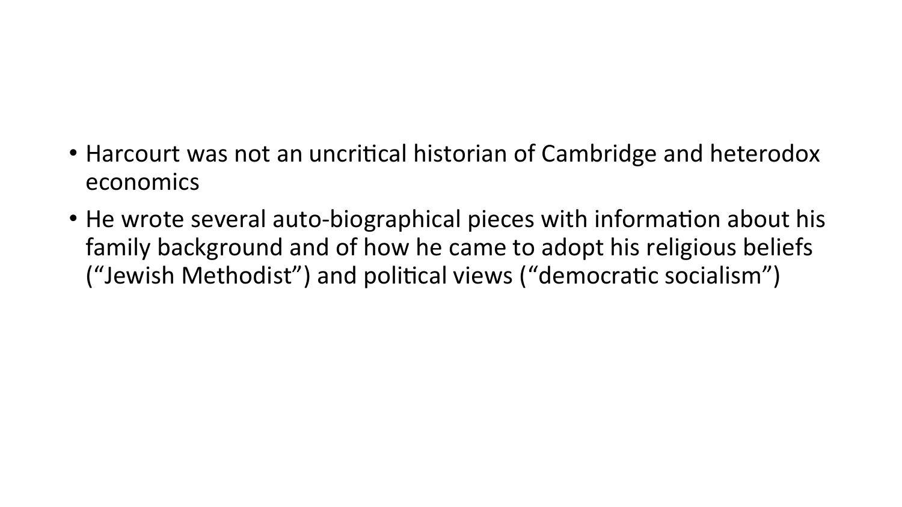- Harcourt was not an uncritical historian of Cambridge and heterodox economics
- He wrote several auto-biographical pieces with information about his family background and of how he came to adopt his religious beliefs ("Jewish Methodist") and political views ("democratic socialism")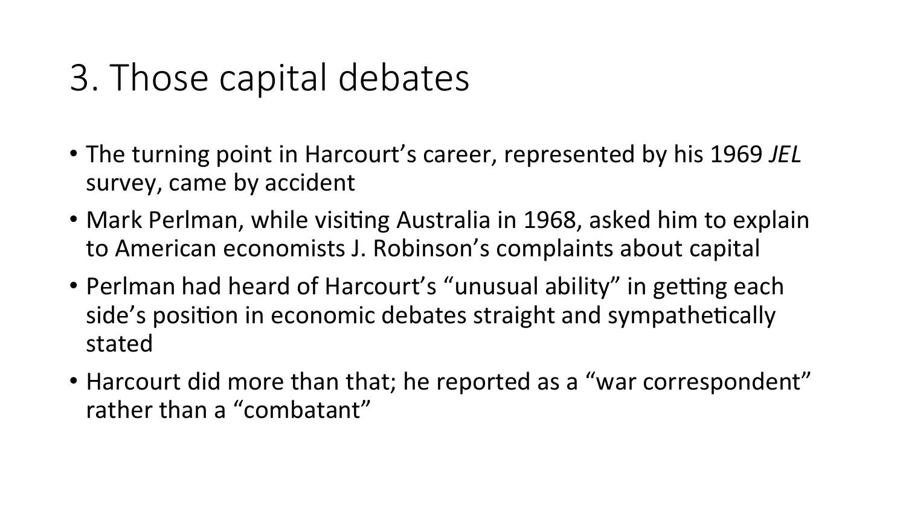# 3. Those capital debates

- The turning point in Harcourt's career, represented by his 1969 *JEL* survey, came by accident
- Mark Perlman, while visiting Australia in 1968, asked him to explain to American economists J. Robinson's complaints about capital
- Perlman had heard of Harcourt's "unusual ability" in getting each side's position in economic debates straight and sympathetically stated
- Harcourt did more than that; he reported as a "war correspondent" rather than a "combatant"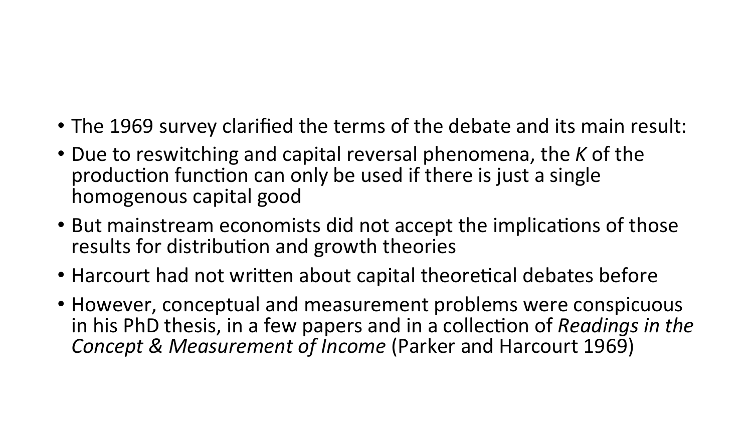- The 1969 survey clarified the terms of the debate and its main result:
- Due to reswitching and capital reversal phenomena, the *K* of the production function can only be used if there is just a single homogenous capital good
- But mainstream economists did not accept the implications of those results for distribution and growth theories
- Harcourt had not written about capital theoretical debates before
- However, conceptual and measurement problems were conspicuous in his PhD thesis, in a few papers and in a collection of *Readings in the Concept & Measurement of Income* (Parker and Harcourt 1969)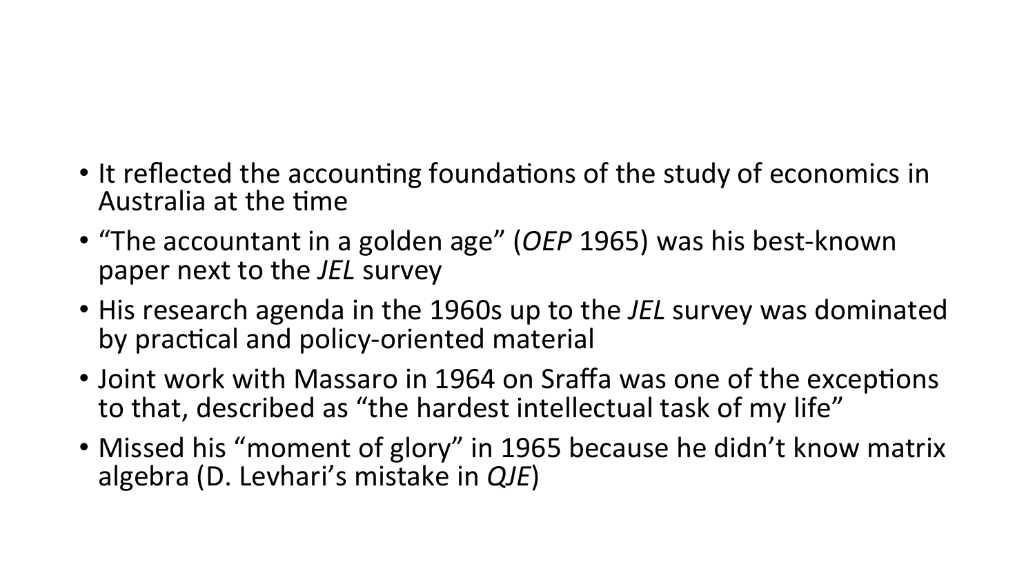- It reflected the accounting foundations of the study of economics in Australia at the time
- "The accountant in a golden age" (*OEP* 1965) was his best-known paper next to the *JEL* survey
- His research agenda in the 1960s up to the *JEL* survey was dominated by practical and policy-oriented material
- Joint work with Massaro in 1964 on Sraffa was one of the exceptions to that, described as "the hardest intellectual task of my life"
- Missed his "moment of glory" in 1965 because he didn't know matrix algebra (D. Levhari's mistake in *QJE*)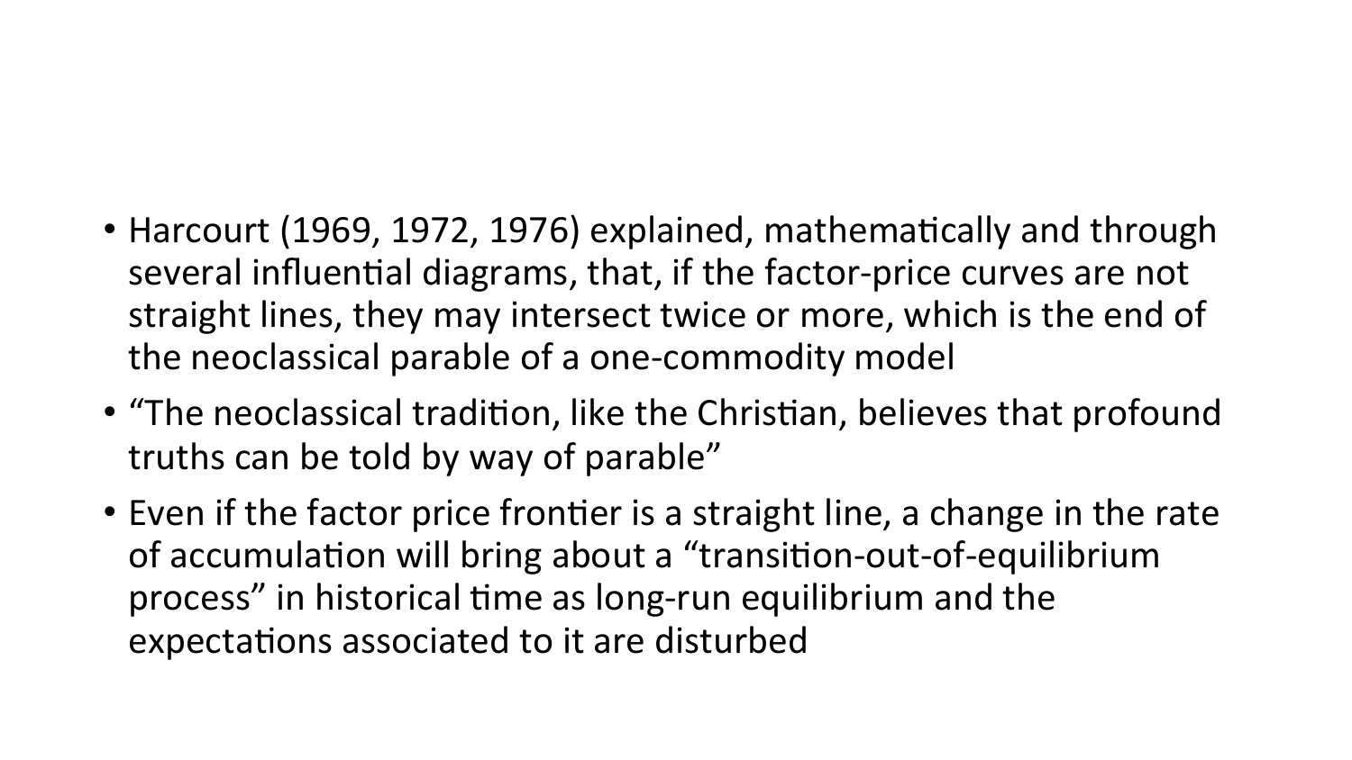- Harcourt (1969, 1972, 1976) explained, mathematically and through several influential diagrams, that, if the factor-price curves are not straight lines, they may intersect twice or more, which is the end of the neoclassical parable of a one-commodity model
- "The neoclassical tradition, like the Christian, believes that profound truths can be told by way of parable"
- Even if the factor price frontier is a straight line, a change in the rate of accumulation will bring about a "transition-out-of-equilibrium process" in historical time as long-run equilibrium and the expectations associated to it are disturbed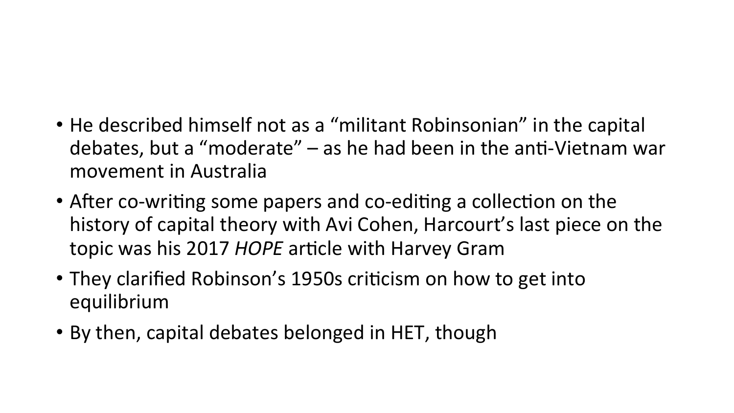- He described himself not as a "militant Robinsonian" in the capital debates, but a "moderate" – as he had been in the anti-Vietnam war movement in Australia
- After co-writing some papers and co-editing a collection on the history of capital theory with Avi Cohen, Harcourt's last piece on the topic was his 2017 *HOPE* article with Harvey Gram
- They clarified Robinson's 1950s criticism on how to get into equilibrium
- By then, capital debates belonged in HET, though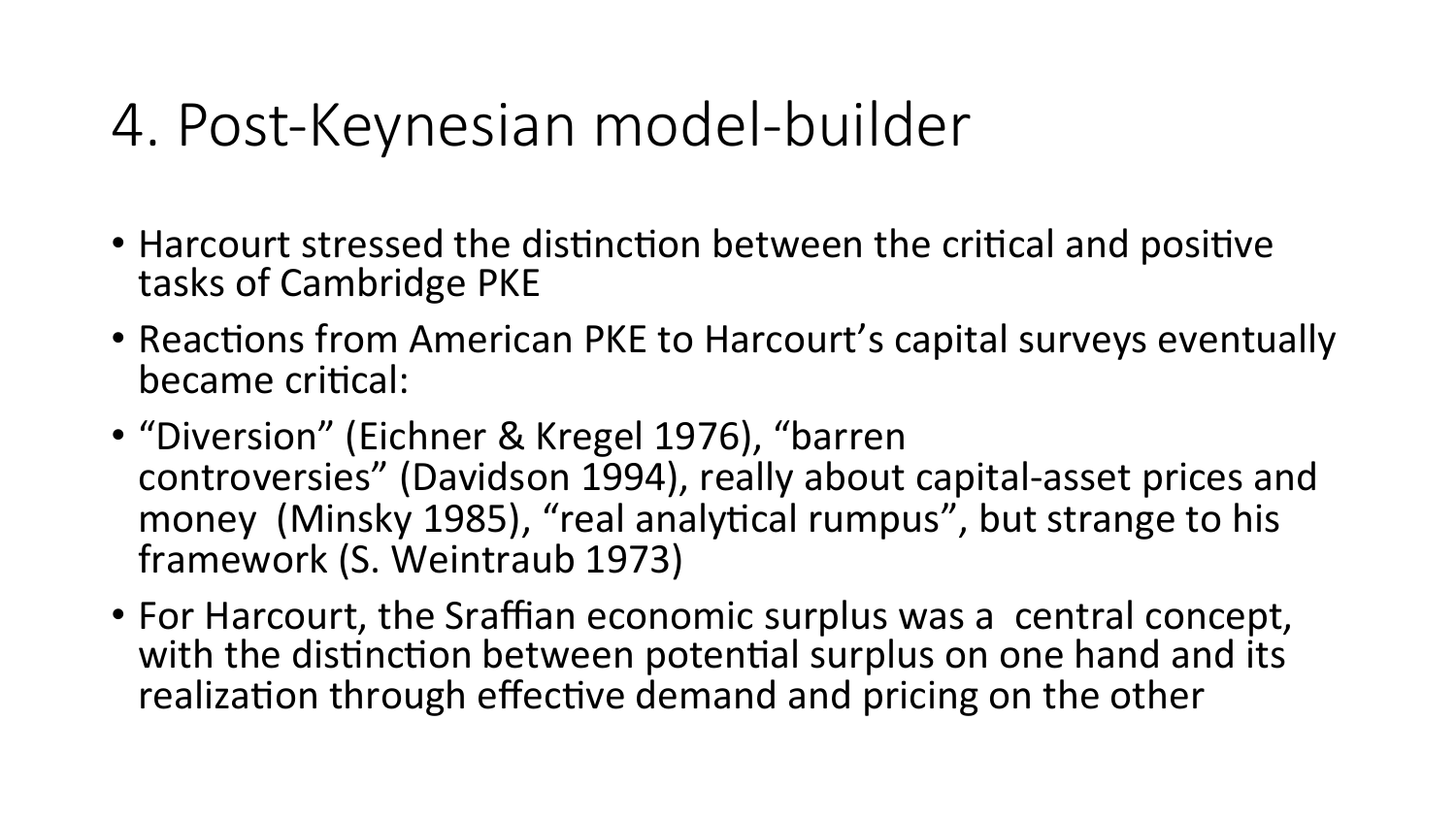# 4. Post-Keynesian model-builder

- Harcourt stressed the distinction between the critical and positive tasks of Cambridge PKE
- Reactions from American PKE to Harcourt's capital surveys eventually became critical:
- "Diversion" (Eichner & Kregel 1976), "barren controversies" (Davidson 1994), really about capital-asset prices and money (Minsky 1985), "real analytical rumpus", but strange to his framework (S. Weintraub 1973)
- For Harcourt, the Sraffian economic surplus was a central concept, with the distinction between potential surplus on one hand and its realization through effective demand and pricing on the other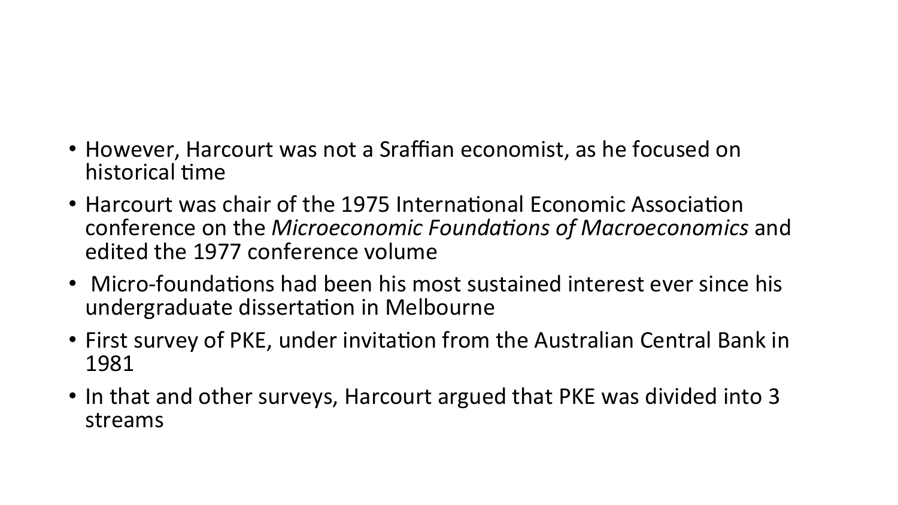- However, Harcourt was not a Sraffian economist, as he focused on historical time
- Harcourt was chair of the 1975 International Economic Association conference on the *Microeconomic Foundations of Macroeconomics* and edited the 1977 conference volume
- Micro-foundations had been his most sustained interest ever since his undergraduate dissertation in Melbourne
- First survey of PKE, under invitation from the Australian Central Bank in 1981
- In that and other surveys, Harcourt argued that PKE was divided into 3 streams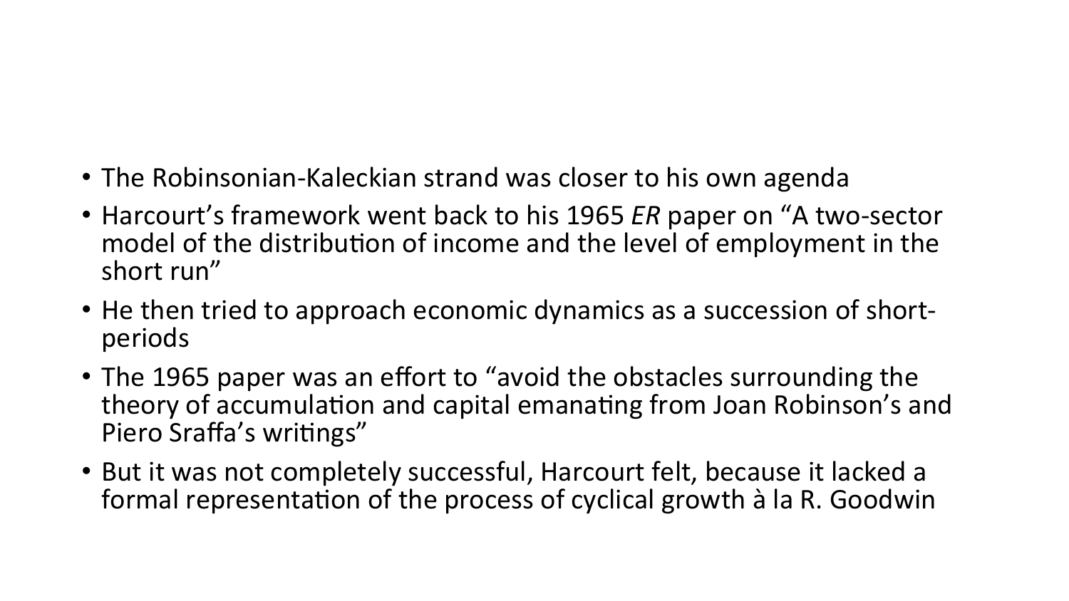- The Robinsonian-Kaleckian strand was closer to his own agenda
- Harcourt's framework went back to his 1965 *ER* paper on "A two-sector model of the distribution of income and the level of employment in the short run"
- He then tried to approach economic dynamics as a succession of short-periods
- The 1965 paper was an effort to "avoid the obstacles surrounding the theory of accumulation and capital emanating from Joan Robinson's and Piero Sraffa's writings"
- But it was not completely successful, Harcourt felt, because it lacked a formal representation of the process of cyclical growth à la R. Goodwin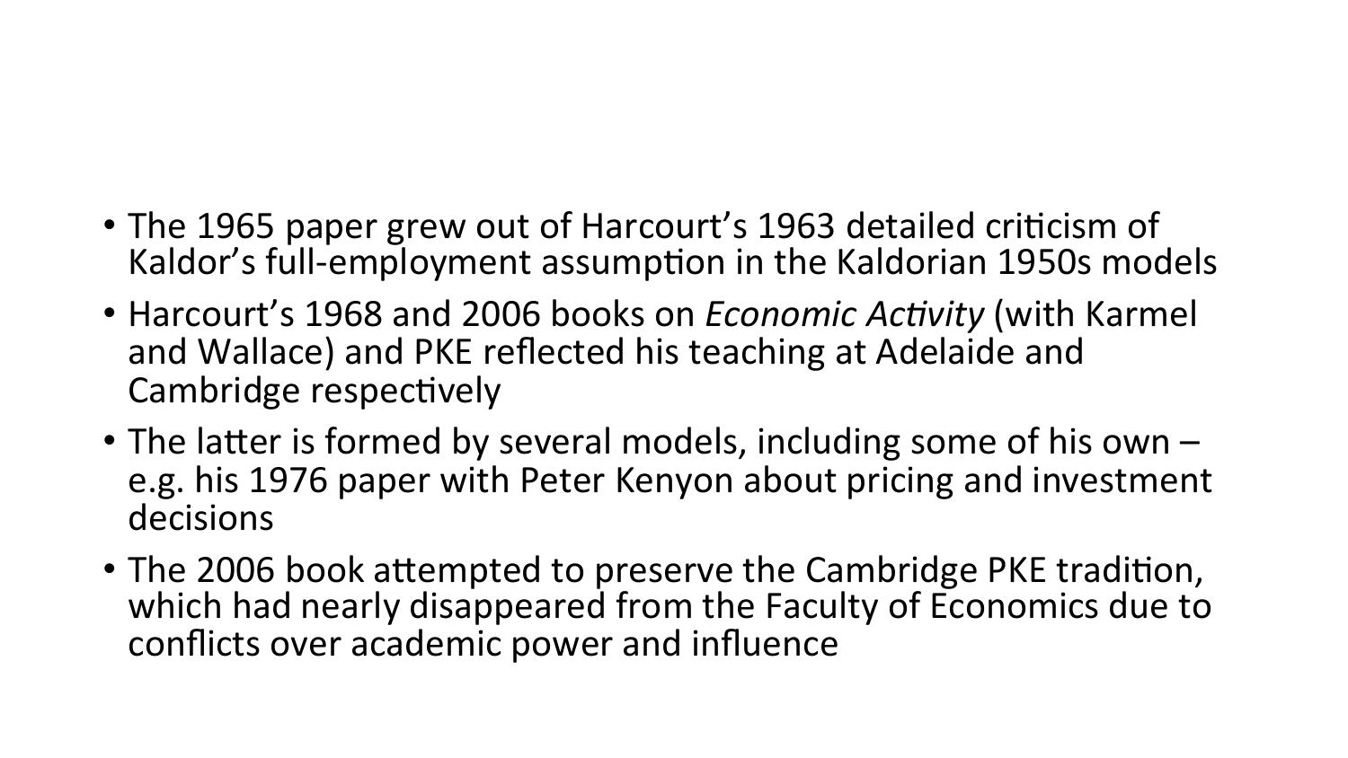- The 1965 paper grew out of Harcourt's 1963 detailed criticism of Kaldor's full-employment assumption in the Kaldorian 1950s models
- Harcourt's 1968 and 2006 books on *Economic Activity* (with Karmel and Wallace) and PKE reflected his teaching at Adelaide and Cambridge respectively
- The latter is formed by several models, including some of his own – e.g. his 1976 paper with Peter Kenyon about pricing and investment decisions
- The 2006 book attempted to preserve the Cambridge PKE tradition, which had nearly disappeared from the Faculty of Economics due to conflicts over academic power and influence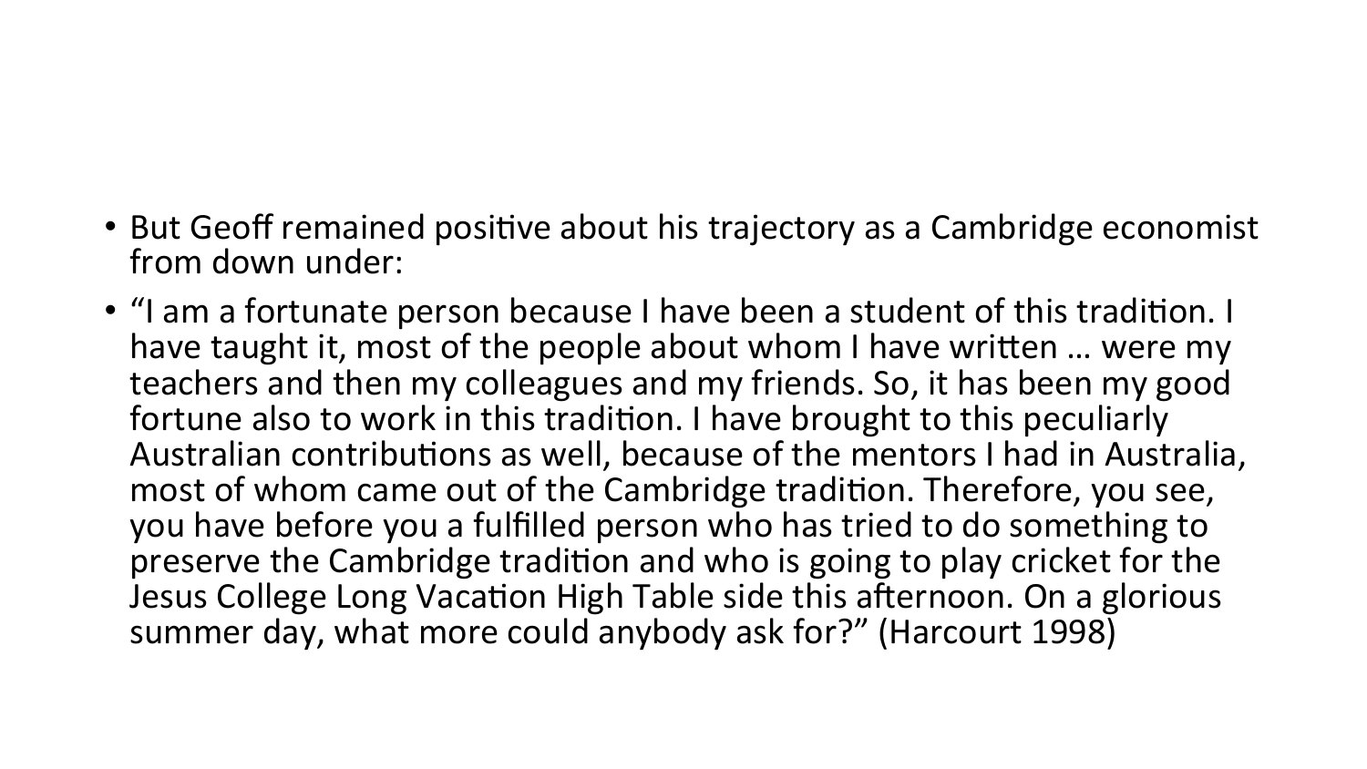- But Geoff remained positive about his trajectory as a Cambridge economist from down under:
- "I am a fortunate person because I have been a student of this tradition. I have taught it, most of the people about whom I have written … were my teachers and then my colleagues and my friends. So, it has been my good fortune also to work in this tradition. I have brought to this peculiarly Australian contributions as well, because of the mentors I had in Australia, most of whom came out of the Cambridge tradition. Therefore, you see, you have before you a fulfilled person who has tried to do something to preserve the Cambridge tradition and who is going to play cricket for the Jesus College Long Vacation High Table side this afternoon. On a glorious summer day, what more could anybody ask for?" (Harcourt 1998)